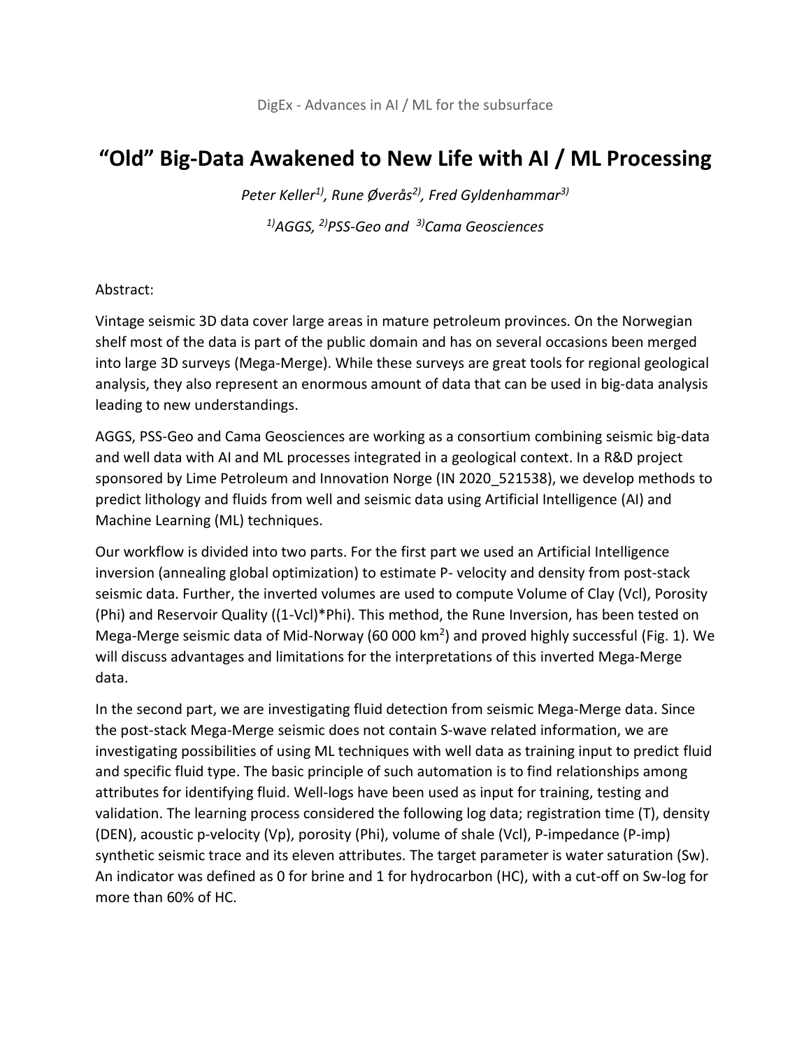DigEx - Advances in AI / ML for the subsurface

# "Old" Big-Data Awakened to New Life with AI / ML Processing

*Peter Keller[1)], Rune Øverås[2)], Fred Gyldenhammar[3)]*

*[1)]AGGS, [2)]PSS-Geo and [3)]Cama Geosciences*

Abstract:

Vintage seismic 3D data cover large areas in mature petroleum provinces. On the Norwegian shelf most of the data is part of the public domain and has on several occasions been merged into large 3D surveys (Mega-Merge). While these surveys are great tools for regional geological analysis, they also represent an enormous amount of data that can be used in big-data analysis leading to new understandings.

AGGS, PSS-Geo and Cama Geosciences are working as a consortium combining seismic big-data and well data with AI and ML processes integrated in a geological context. In a R&D project sponsored by Lime Petroleum and Innovation Norge (IN 2020_521538), we develop methods to predict lithology and fluids from well and seismic data using Artificial Intelligence (AI) and Machine Learning (ML) techniques.

Our workflow is divided into two parts. For the first part we used an Artificial Intelligence inversion (annealing global optimization) to estimate P- velocity and density from post-stack seismic data. Further, the inverted volumes are used to compute Volume of Clay (Vcl), Porosity (Phi) and Reservoir Quality ((1-Vcl)*Phi). This method, the Rune Inversion, has been tested on Mega-Merge seismic data of Mid-Norway (60 000 $km^2$) and proved highly successful (Fig. 1). We will discuss advantages and limitations for the interpretations of this inverted Mega-Merge data.

In the second part, we are investigating fluid detection from seismic Mega-Merge data. Since the post-stack Mega-Merge seismic does not contain S-wave related information, we are investigating possibilities of using ML techniques with well data as training input to predict fluid and specific fluid type. The basic principle of such automation is to find relationships among attributes for identifying fluid. Well-logs have been used as input for training, testing and validation. The learning process considered the following log data; registration time (T), density (DEN), acoustic p-velocity (Vp), porosity (Phi), volume of shale (Vcl), P-impedance (P-imp) synthetic seismic trace and its eleven attributes. The target parameter is water saturation (Sw). An indicator was defined as 0 for brine and 1 for hydrocarbon (HC), with a cut-off on Sw-log for more than 60% of HC.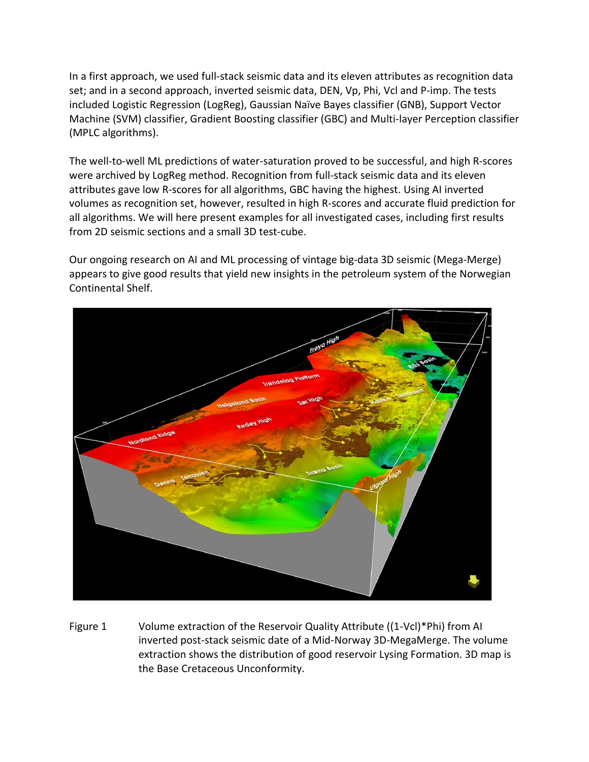In a first approach, we used full-stack seismic data and its eleven attributes as recognition data set; and in a second approach, inverted seismic data, DEN, Vp, Phi, Vcl and P-imp. The tests included Logistic Regression (LogReg), Gaussian Naïve Bayes classifier (GNB), Support Vector Machine (SVM) classifier, Gradient Boosting classifier (GBC) and Multi-layer Perception classifier (MPLC algorithms).

The well-to-well ML predictions of water-saturation proved to be successful, and high R-scores were archived by LogReg method. Recognition from full-stack seismic data and its eleven attributes gave low R-scores for all algorithms, GBC having the highest. Using AI inverted volumes as recognition set, however, resulted in high R-scores and accurate fluid prediction for all algorithms. We will here present examples for all investigated cases, including first results from 2D seismic sections and a small 3D test-cube.

Our ongoing research on AI and ML processing of vintage big-data 3D seismic (Mega-Merge) appears to give good results that yield new insights in the petroleum system of the Norwegian Continental Shelf.

Figure 1 Volume extraction of the Reservoir Quality Attribute ((1-Vcl)*Phi) from AI inverted post-stack seismic date of a Mid-Norway 3D-MegaMerge. The volume extraction shows the distribution of good reservoir Lysing Formation. 3D map is the Base Cretaceous Unconformity.